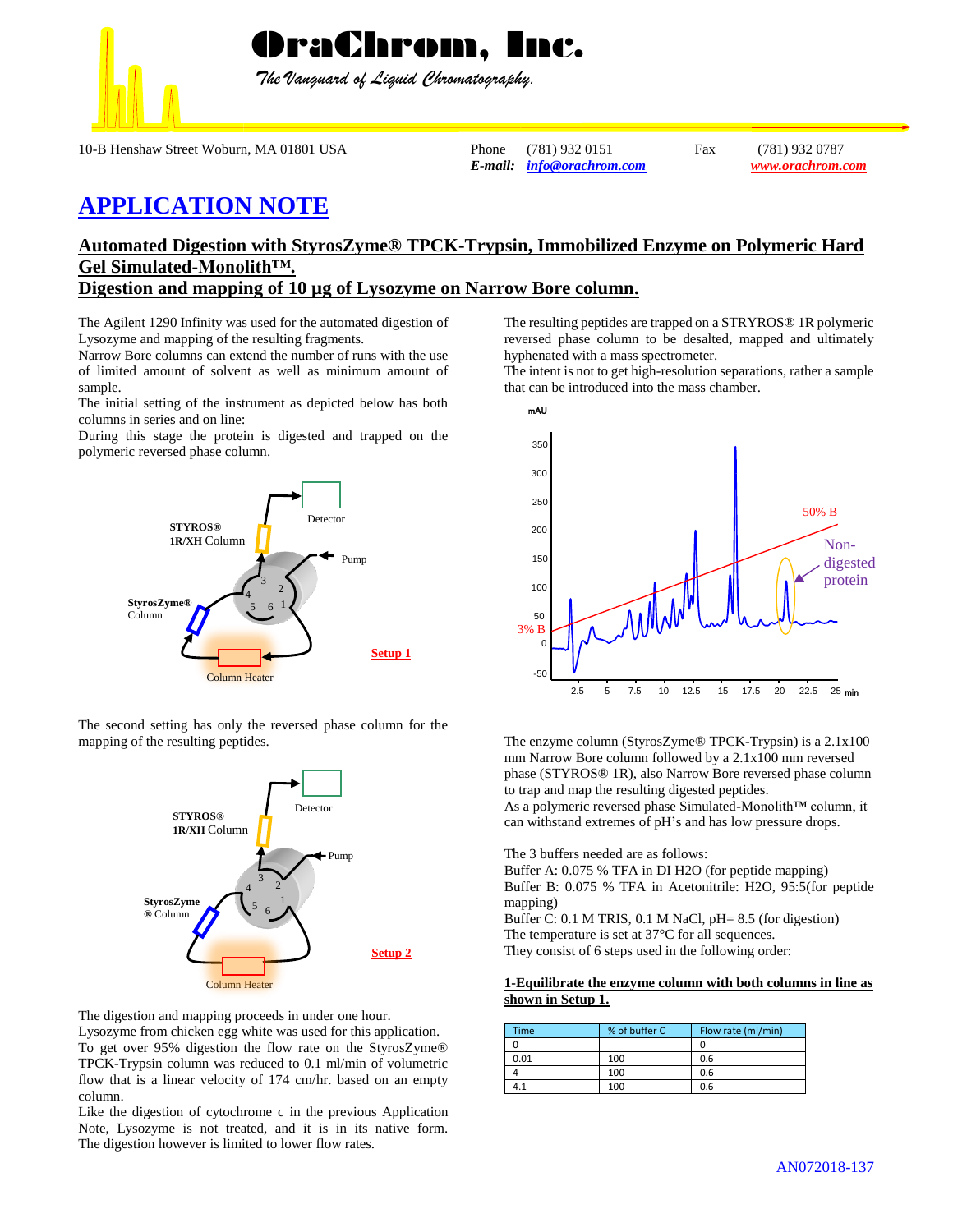# OraChrom, Inc.

*The Vanguard of Liquid Chromatography.*

10-B Henshaw Street Woburn, MA 01801 USA Phone (781) 932 0151 Fax (781) 932 0787
*E-mail:* *info@orachrom.com* *www.orachrom.com*

## APPLICATION NOTE

### Automated Digestion with StyrosZyme® TPCK-Trypsin, Immobilized Enzyme on Polymeric Hard Gel Simulated-Monolith™.

### Digestion and mapping of 10 µg of Lysozyme on Narrow Bore column.

The Agilent 1290 Infinity was used for the automated digestion of Lysozyme and mapping of the resulting fragments.
Narrow Bore columns can extend the number of runs with the use of limited amount of solvent as well as minimum amount of sample.
The initial setting of the instrument as depicted below has both columns in series and on line:
During this stage the protein is digested and trapped on the polymeric reversed phase column.

**Setup 1**

The second setting has only the reversed phase column for the mapping of the resulting peptides.

**Setup 2**

The digestion and mapping proceeds in under one hour.
Lysozyme from chicken egg white was used for this application.
To get over 95% digestion the flow rate on the StyrosZyme® TPCK-Trypsin column was reduced to 0.1 ml/min of volumetric flow that is a linear velocity of 174 cm/hr. based on an empty column.
Like the digestion of cytochrome c in the previous Application Note, Lysozyme is not treated, and it is in its native form. The digestion however is limited to lower flow rates.

The resulting peptides are trapped on a STRYROS® 1R polymeric reversed phase column to be desalted, mapped and ultimately hyphenated with a mass spectrometer.
The intent is not to get high-resolution separations, rather a sample that can be introduced into the mass chamber.

The enzyme column (StyrosZyme® TPCK-Trypsin) is a 2.1x100 mm Narrow Bore column followed by a 2.1x100 mm reversed phase (STYROS® 1R), also Narrow Bore reversed phase column to trap and map the resulting digested peptides.
As a polymeric reversed phase Simulated-Monolith™ column, it can withstand extremes of pH's and has low pressure drops.

The 3 buffers needed are as follows:
Buffer A: 0.075 % TFA in DI H2O (for peptide mapping)
Buffer B: 0.075 % TFA in Acetonitrile: H2O, 95:5(for peptide mapping)
Buffer C: 0.1 M TRIS, 0.1 M NaCl, pH= 8.5 (for digestion)
The temperature is set at 37°C for all sequences.
They consist of 6 steps used in the following order:

**1-Equilibrate the enzyme column with both columns in line as shown in Setup 1.**

| Time | % of buffer C | Flow rate (ml/min) |
|---|---|---|
| 0 | | 0 |
| 0.01 | 100 | 0.6 |
| 4 | 100 | 0.6 |
| 4.1 | 100 | 0.6 |

AN072018-137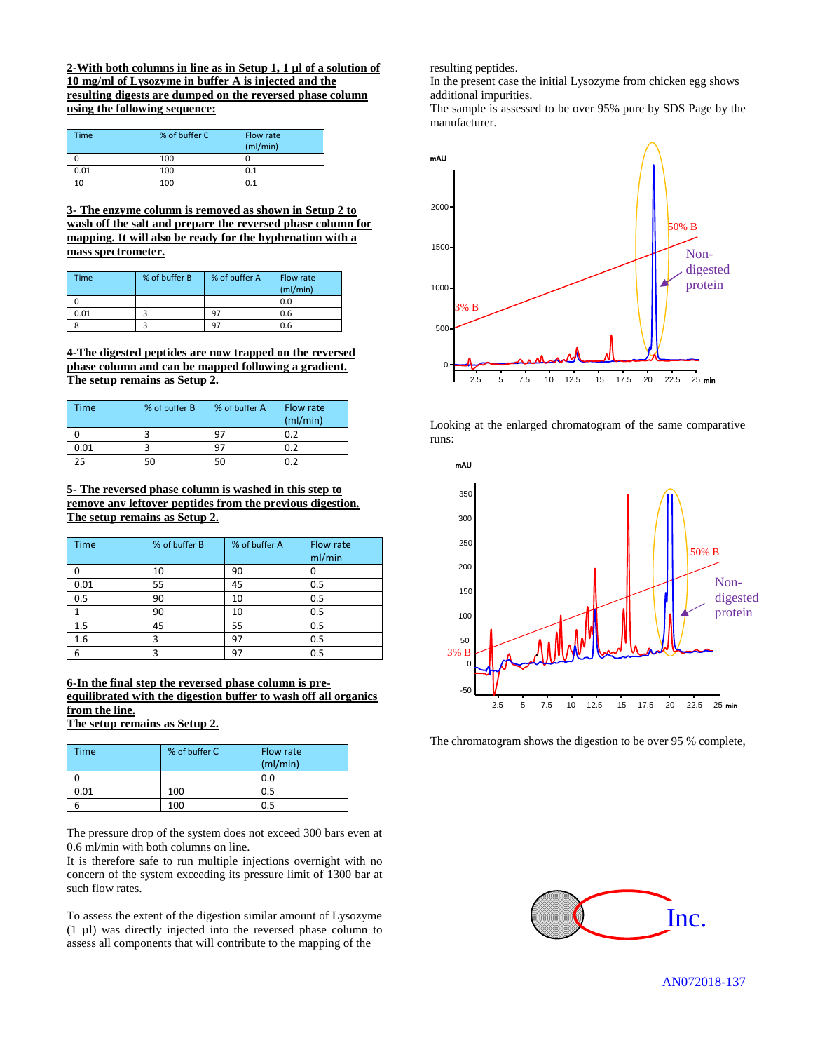**2-With both columns in line as in Setup 1, 1 µl of a solution of 10 mg/ml of Lysozyme in buffer A is injected and the resulting digests are dumped on the reversed phase column using the following sequence:**

| Time | % of buffer C | Flow rate (ml/min) |
|---|---|---|
| 0 | 100 | 0 |
| 0.01 | 100 | 0.1 |
| 10 | 100 | 0.1 |

**3- The enzyme column is removed as shown in Setup 2 to wash off the salt and prepare the reversed phase column for mapping. It will also be ready for the hyphenation with a mass spectrometer.**

| Time | % of buffer B | % of buffer A | Flow rate (ml/min) |
|---|---|---|---|
| 0 | | | 0.0 |
| 0.01 | 3 | 97 | 0.6 |
| 8 | 3 | 97 | 0.6 |

**4-The digested peptides are now trapped on the reversed phase column and can be mapped following a gradient. The setup remains as Setup 2.**

| Time | % of buffer B | % of buffer A | Flow rate (ml/min) |
|---|---|---|---|
| 0 | 3 | 97 | 0.2 |
| 0.01 | 3 | 97 | 0.2 |
| 25 | 50 | 50 | 0.2 |

**5- The reversed phase column is washed in this step to remove any leftover peptides from the previous digestion. The setup remains as Setup 2.**

| Time | % of buffer B | % of buffer A | Flow rate ml/min |
|---|---|---|---|
| 0 | 10 | 90 | 0 |
| 0.01 | 55 | 45 | 0.5 |
| 0.5 | 90 | 10 | 0.5 |
| 1 | 90 | 10 | 0.5 |
| 1.5 | 45 | 55 | 0.5 |
| 1.6 | 3 | 97 | 0.5 |
| 6 | 3 | 97 | 0.5 |

**6-In the final step the reversed phase column is pre-equilibrated with the digestion buffer to wash off all organics from the line.**
**The setup remains as Setup 2.**

| Time | % of buffer C | Flow rate (ml/min) |
|---|---|---|
| 0 | | 0.0 |
| 0.01 | 100 | 0.5 |
| 6 | 100 | 0.5 |

The pressure drop of the system does not exceed 300 bars even at 0.6 ml/min with both columns on line.
It is therefore safe to run multiple injections overnight with no concern of the system exceeding its pressure limit of 1300 bar at such flow rates.

To assess the extent of the digestion similar amount of Lysozyme (1 µl) was directly injected into the reversed phase column to assess all components that will contribute to the mapping of the resulting peptides.
In the present case the initial Lysozyme from chicken egg shows additional impurities.
The sample is assessed to be over 95% pure by SDS Page by the manufacturer.

mAU
2000
1500
1000
500
0
2.5 5 7.5 10 12.5 15 17.5 20 22.5 25 min
50% B
3% B
Non-digested protein

Looking at the enlarged chromatogram of the same comparative runs:

mAU
350
300
250
200
150
100
50
0
-50
2.5 5 7.5 10 12.5 15 17.5 20 22.5 25 min
50% B
3% B
Non-digested protein

The chromatogram shows the digestion to be over 95 % complete,

Inc.

AN072018-137